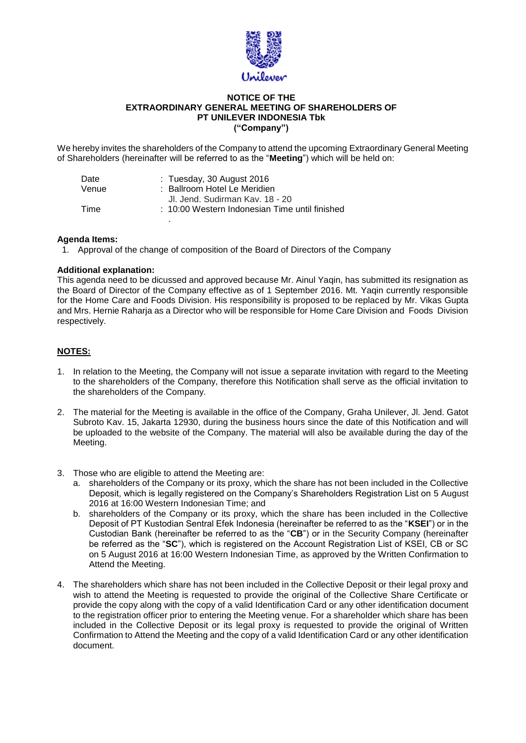**NOTICE OF THE**
**EXTRAORDINARY GENERAL MEETING OF SHAREHOLDERS OF**
**PT UNILEVER INDONESIA Tbk**
**("Company")**

We hereby invites the shareholders of the Company to attend the upcoming Extraordinary General Meeting of Shareholders (hereinafter will be referred to as the "**Meeting**") which will be held on:

| | |
|---|---|
| Date | : Tuesday, 30 August 2016 |
| Venue | : Ballroom Hotel Le Meridien<br>Jl. Jend. Sudirman Kav. 18 - 20 |
| Time | : 10:00 Western Indonesian Time until finished<br>. |

**Agenda Items:**

1. Approval of the change of composition of the Board of Directors of the Company

**Additional explanation:**

This agenda need to be dicussed and approved because Mr. Ainul Yaqin, has submitted its resignation as the Board of Director of the Company effective as of 1 September 2016. Mt. Yaqin currently responsible for the Home Care and Foods Division. His responsibility is proposed to be replaced by Mr. Vikas Gupta and Mrs. Hernie Raharja as a Director who will be responsible for Home Care Division and Foods Division respectively.

**NOTES:**

1. In relation to the Meeting, the Company will not issue a separate invitation with regard to the Meeting to the shareholders of the Company, therefore this Notification shall serve as the official invitation to the shareholders of the Company.

2. The material for the Meeting is available in the office of the Company, Graha Unilever, Jl. Jend. Gatot Subroto Kav. 15, Jakarta 12930, during the business hours since the date of this Notification and will be uploaded to the website of the Company. The material will also be available during the day of the Meeting.

3. Those who are eligible to attend the Meeting are:
   a. shareholders of the Company or its proxy, which the share has not been included in the Collective Deposit, which is legally registered on the Company's Shareholders Registration List on 5 August 2016 at 16:00 Western Indonesian Time; and
   b. shareholders of the Company or its proxy, which the share has been included in the Collective Deposit of PT Kustodian Sentral Efek Indonesia (hereinafter be referred to as the "**KSEI**") or in the Custodian Bank (hereinafter be referred to as the "**CB**") or in the Security Company (hereinafter be referred as the "**SC**"), which is registered on the Account Registration List of KSEI, CB or SC on 5 August 2016 at 16:00 Western Indonesian Time, as approved by the Written Confirmation to Attend the Meeting.

4. The shareholders which share has not been included in the Collective Deposit or their legal proxy and wish to attend the Meeting is requested to provide the original of the Collective Share Certificate or provide the copy along with the copy of a valid Identification Card or any other identification document to the registration officer prior to entering the Meeting venue. For a shareholder which share has been included in the Collective Deposit or its legal proxy is requested to provide the original of Written Confirmation to Attend the Meeting and the copy of a valid Identification Card or any other identification document.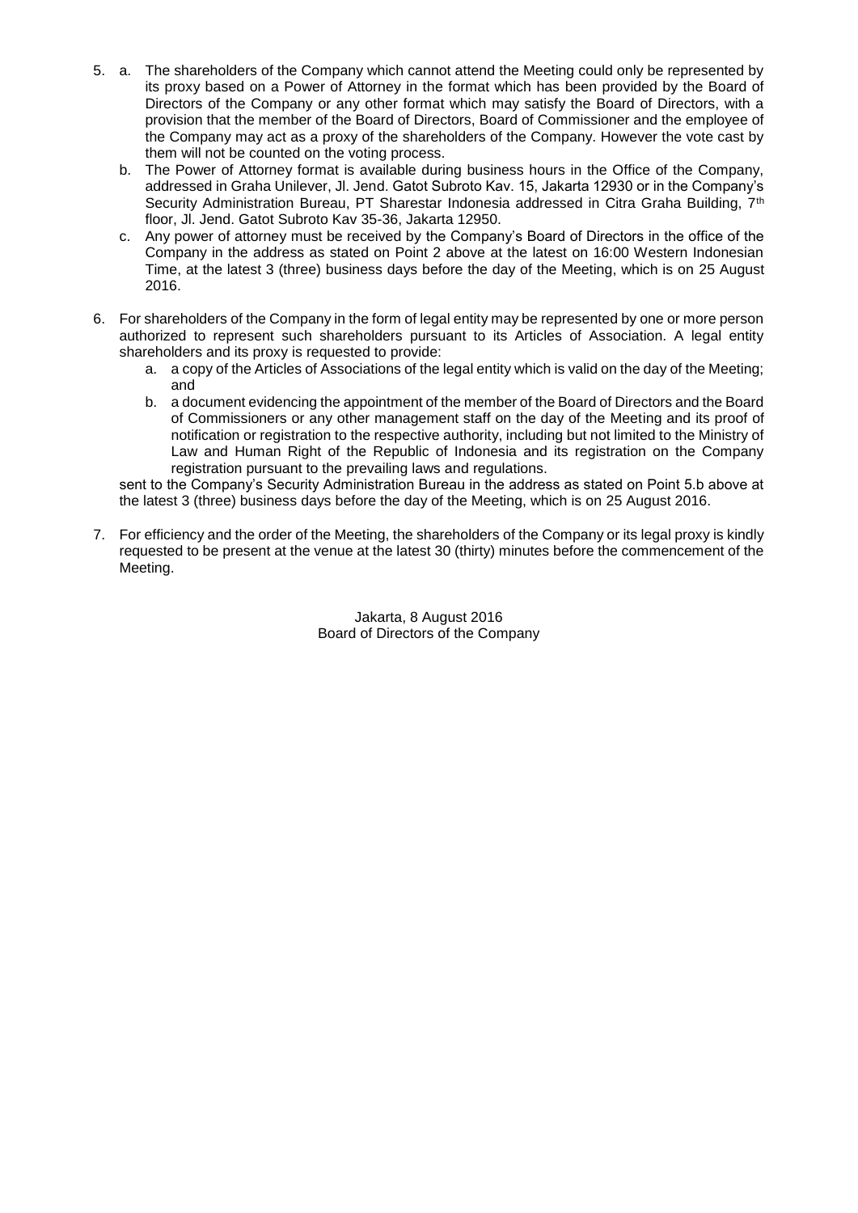5. a. The shareholders of the Company which cannot attend the Meeting could only be represented by its proxy based on a Power of Attorney in the format which has been provided by the Board of Directors of the Company or any other format which may satisfy the Board of Directors, with a provision that the member of the Board of Directors, Board of Commissioner and the employee of the Company may act as a proxy of the shareholders of the Company. However the vote cast by them will not be counted on the voting process.

   b. The Power of Attorney format is available during business hours in the Office of the Company, addressed in Graha Unilever, Jl. Jend. Gatot Subroto Kav. 15, Jakarta 12930 or in the Company's Security Administration Bureau, PT Sharestar Indonesia addressed in Citra Graha Building, 7th floor, Jl. Jend. Gatot Subroto Kav 35-36, Jakarta 12950.

   c. Any power of attorney must be received by the Company's Board of Directors in the office of the Company in the address as stated on Point 2 above at the latest on 16:00 Western Indonesian Time, at the latest 3 (three) business days before the day of the Meeting, which is on 25 August 2016.

6. For shareholders of the Company in the form of legal entity may be represented by one or more person authorized to represent such shareholders pursuant to its Articles of Association. A legal entity shareholders and its proxy is requested to provide:

   a. a copy of the Articles of Associations of the legal entity which is valid on the day of the Meeting; and

   b. a document evidencing the appointment of the member of the Board of Directors and the Board of Commissioners or any other management staff on the day of the Meeting and its proof of notification or registration to the respective authority, including but not limited to the Ministry of Law and Human Right of the Republic of Indonesia and its registration on the Company registration pursuant to the prevailing laws and regulations.

   sent to the Company's Security Administration Bureau in the address as stated on Point 5.b above at the latest 3 (three) business days before the day of the Meeting, which is on 25 August 2016.

7. For efficiency and the order of the Meeting, the shareholders of the Company or its legal proxy is kindly requested to be present at the venue at the latest 30 (thirty) minutes before the commencement of the Meeting.

Jakarta, 8 August 2016
Board of Directors of the Company